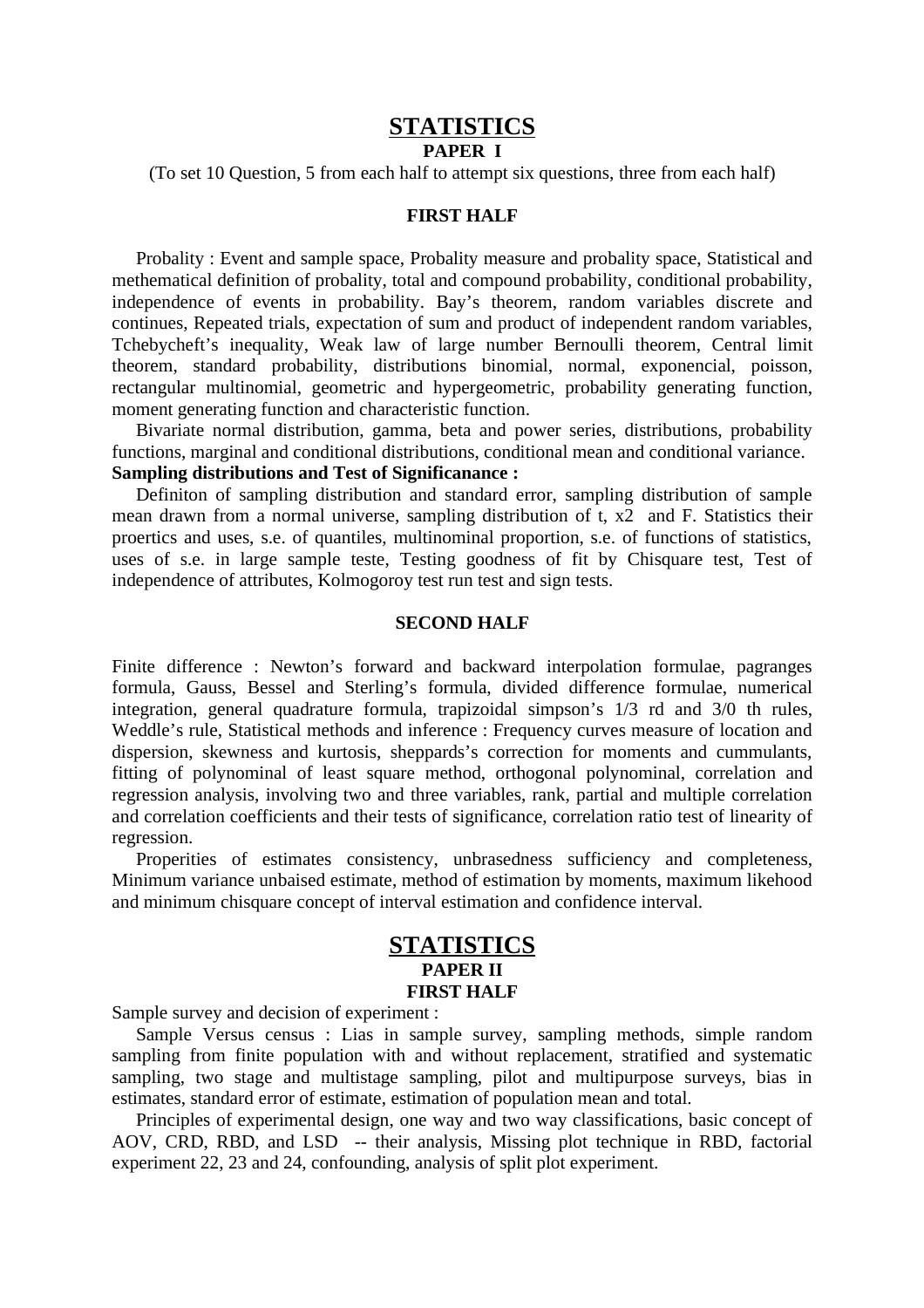# STATISTICS

## PAPER I

(To set 10 Question, 5 from each half to attempt six questions, three from each half)

### FIRST HALF

Probality : Event and sample space, Probality measure and probality space, Statistical and methematical definition of probality, total and compound probability, conditional probability, independence of events in probability. Bay's theorem, random variables discrete and continues, Repeated trials, expectation of sum and product of independent random variables, Tchebycheft's inequality, Weak law of large number Bernoulli theorem, Central limit theorem, standard probability, distributions binomial, normal, exponencial, poisson, rectangular multinomial, geometric and hypergeometric, probability generating function, moment generating function and characteristic function.

Bivariate normal distribution, gamma, beta and power series, distributions, probability functions, marginal and conditional distributions, conditional mean and conditional variance.

**Sampling distributions and Test of Significanance :**

Definiton of sampling distribution and standard error, sampling distribution of sample mean drawn from a normal universe, sampling distribution of t, x2 and F. Statistics their proertics and uses, s.e. of quantiles, multinominal proportion, s.e. of functions of statistics, uses of s.e. in large sample teste, Testing goodness of fit by Chisquare test, Test of independence of attributes, Kolmogoroy test run test and sign tests.

### SECOND HALF

Finite difference : Newton's forward and backward interpolation formulae, pagranges formula, Gauss, Bessel and Sterling's formula, divided difference formulae, numerical integration, general quadrature formula, trapizoidal simpson's 1/3 rd and 3/0 th rules, Weddle's rule, Statistical methods and inference : Frequency curves measure of location and dispersion, skewness and kurtosis, sheppards's correction for moments and cummulants, fitting of polynominal of least square method, orthogonal polynominal, correlation and regression analysis, involving two and three variables, rank, partial and multiple correlation and correlation coefficients and their tests of significance, correlation ratio test of linearity of regression.

Properities of estimates consistency, unbrasedness sufficiency and completeness, Minimum variance unbaised estimate, method of estimation by moments, maximum likehood and minimum chisquare concept of interval estimation and confidence interval.

# STATISTICS

## PAPER II

### FIRST HALF

Sample survey and decision of experiment :

Sample Versus census : Lias in sample survey, sampling methods, simple random sampling from finite population with and without replacement, stratified and systematic sampling, two stage and multistage sampling, pilot and multipurpose surveys, bias in estimates, standard error of estimate, estimation of population mean and total.

Principles of experimental design, one way and two way classifications, basic concept of AOV, CRD, RBD, and LSD -- their analysis, Missing plot technique in RBD, factorial experiment 22, 23 and 24, confounding, analysis of split plot experiment.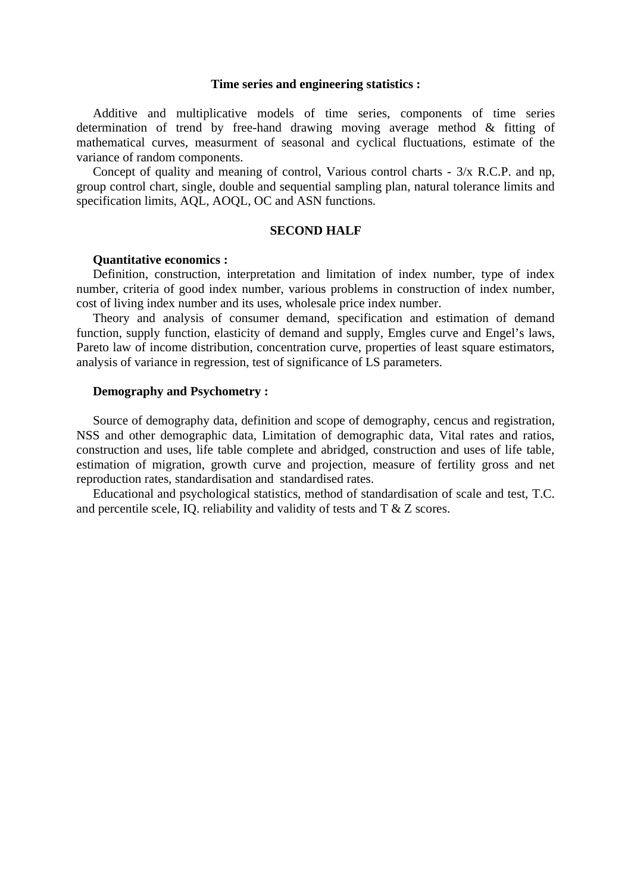**Time series and engineering statistics :**

Additive and multiplicative models of time series, components of time series determination of trend by free-hand drawing moving average method & fitting of mathematical curves, measurment of seasonal and cyclical fluctuations, estimate of the variance of random components.

Concept of quality and meaning of control, Various control charts - 3/x R.C.P. and np, group control chart, single, double and sequential sampling plan, natural tolerance limits and specification limits, AQL, AOQL, OC and ASN functions.

**SECOND HALF**

**Quantitative economics :**

Definition, construction, interpretation and limitation of index number, type of index number, criteria of good index number, various problems in construction of index number, cost of living index number and its uses, wholesale price index number.

Theory and analysis of consumer demand, specification and estimation of demand function, supply function, elasticity of demand and supply, Emgles curve and Engel's laws, Pareto law of income distribution, concentration curve, properties of least square estimators, analysis of variance in regression, test of significance of LS parameters.

**Demography and Psychometry :**

Source of demography data, definition and scope of demography, cencus and registration, NSS and other demographic data, Limitation of demographic data, Vital rates and ratios, construction and uses, life table complete and abridged, construction and uses of life table, estimation of migration, growth curve and projection, measure of fertility gross and net reproduction rates, standardisation and standardised rates.

Educational and psychological statistics, method of standardisation of scale and test, T.C. and percentile scele, IQ. reliability and validity of tests and T & Z scores.